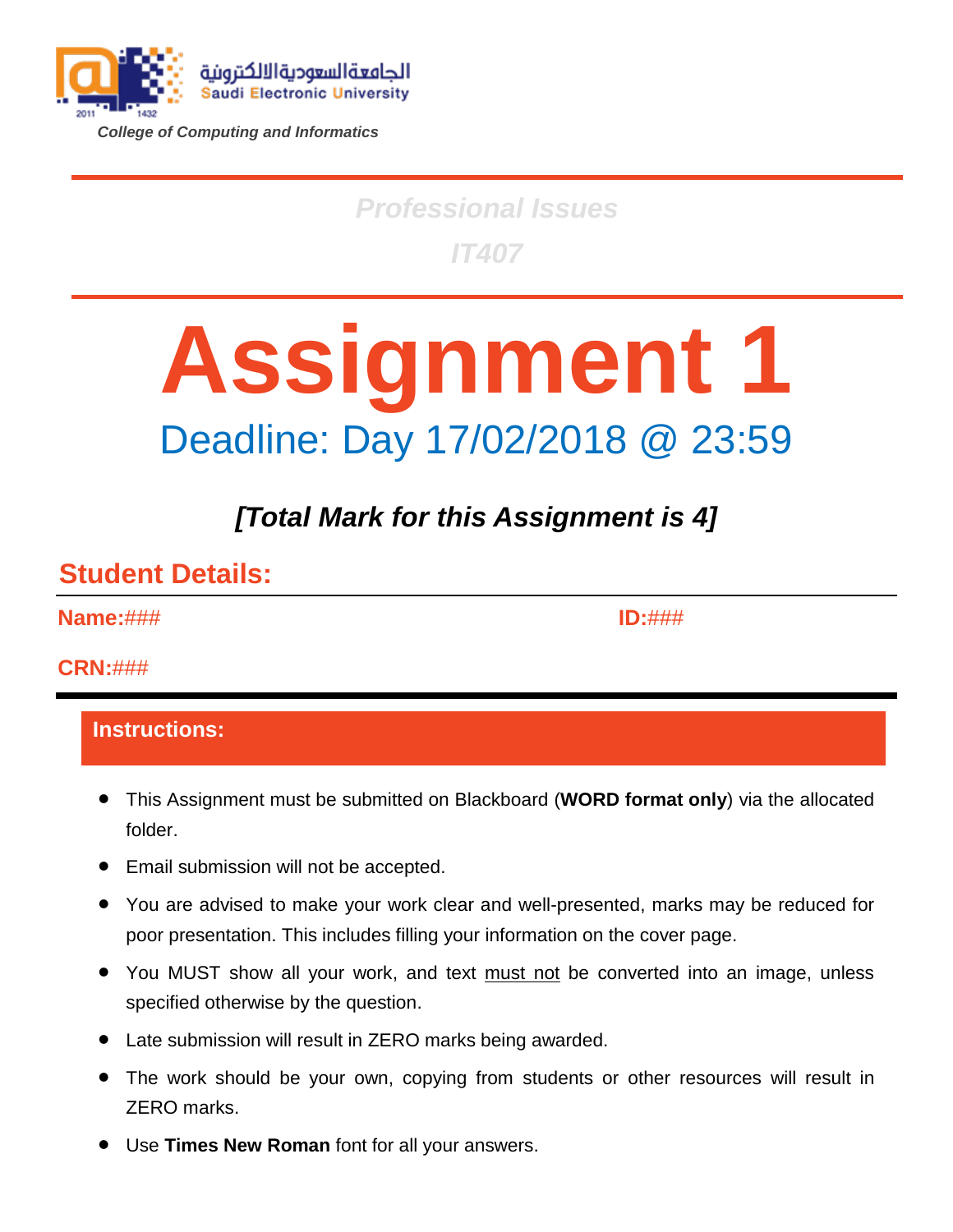الجامعة السعودية الالكترونية
Saudi Electronic University

*College of Computing and Informatics*

***Professional Issues***

***IT407***

# Assignment 1

## Deadline: Day 17/02/2018 @ 23:59

***[Total Mark for this Assignment is 4]***

## Student Details:

**Name:**###  **ID:**###

**CRN:**###

### Instructions:

- This Assignment must be submitted on Blackboard (**WORD format only**) via the allocated folder.
- Email submission will not be accepted.
- You are advised to make your work clear and well-presented, marks may be reduced for poor presentation. This includes filling your information on the cover page.
- You MUST show all your work, and text must not be converted into an image, unless specified otherwise by the question.
- Late submission will result in ZERO marks being awarded.
- The work should be your own, copying from students or other resources will result in ZERO marks.
- Use **Times New Roman** font for all your answers.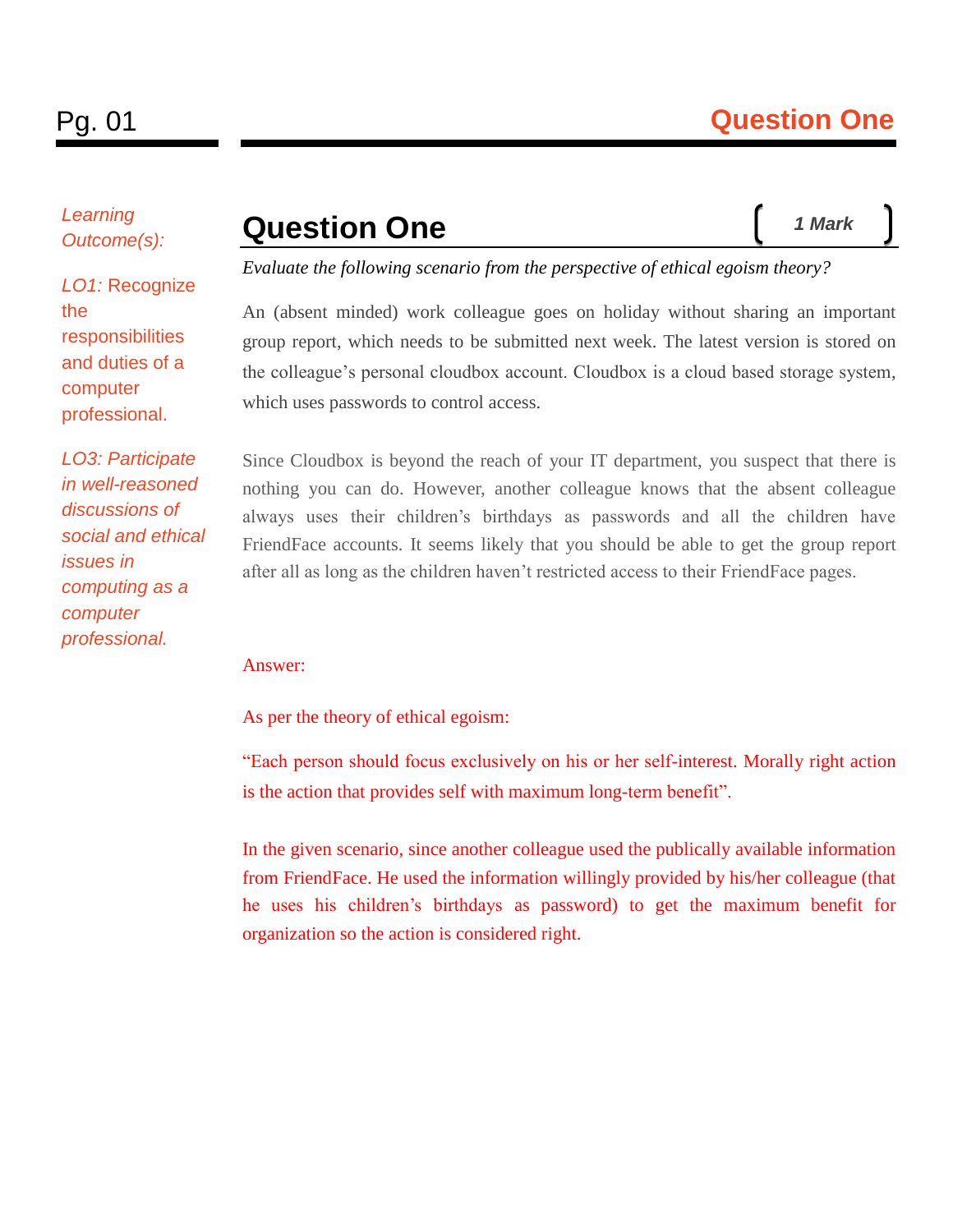*Learning Outcome(s):*

*LO1:* Recognize the responsibilities and duties of a computer professional.

*LO3: Participate in well-reasoned discussions of social and ethical issues in computing as a computer professional.*

## Question One

**[ *1 Mark* ]**

*Evaluate the following scenario from the perspective of ethical egoism theory?*

An (absent minded) work colleague goes on holiday without sharing an important group report, which needs to be submitted next week. The latest version is stored on the colleague's personal cloudbox account. Cloudbox is a cloud based storage system, which uses passwords to control access.

Since Cloudbox is beyond the reach of your IT department, you suspect that there is nothing you can do. However, another colleague knows that the absent colleague always uses their children's birthdays as passwords and all the children have FriendFace accounts. It seems likely that you should be able to get the group report after all as long as the children haven't restricted access to their FriendFace pages.

Answer:

As per the theory of ethical egoism:

"Each person should focus exclusively on his or her self-interest. Morally right action is the action that provides self with maximum long-term benefit".

In the given scenario, since another colleague used the publically available information from FriendFace. He used the information willingly provided by his/her colleague (that he uses his children's birthdays as password) to get the maximum benefit for organization so the action is considered right.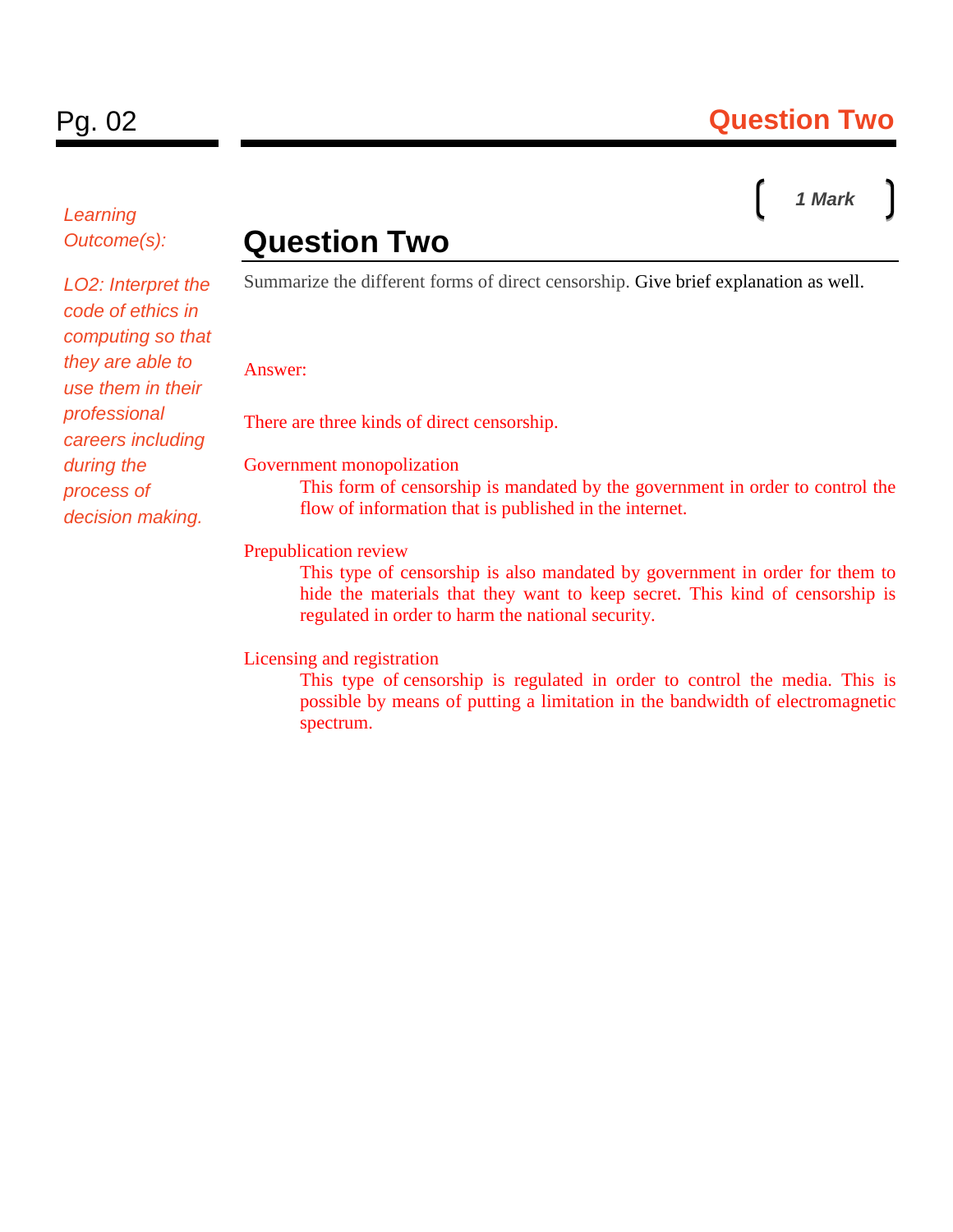## Question Two

[ *1 Mark* ]

*Learning Outcome(s):*

*LO2: Interpret the code of ethics in computing so that they are able to use them in their professional careers including during the process of decision making.*

# Question Two

Summarize the different forms of direct censorship. Give brief explanation as well.

Answer:

There are three kinds of direct censorship.

Government monopolization

> This form of censorship is mandated by the government in order to control the flow of information that is published in the internet.

Prepublication review

> This type of censorship is also mandated by government in order for them to hide the materials that they want to keep secret. This kind of censorship is regulated in order to harm the national security.

Licensing and registration

> This type of censorship is regulated in order to control the media. This is possible by means of putting a limitation in the bandwidth of electromagnetic spectrum.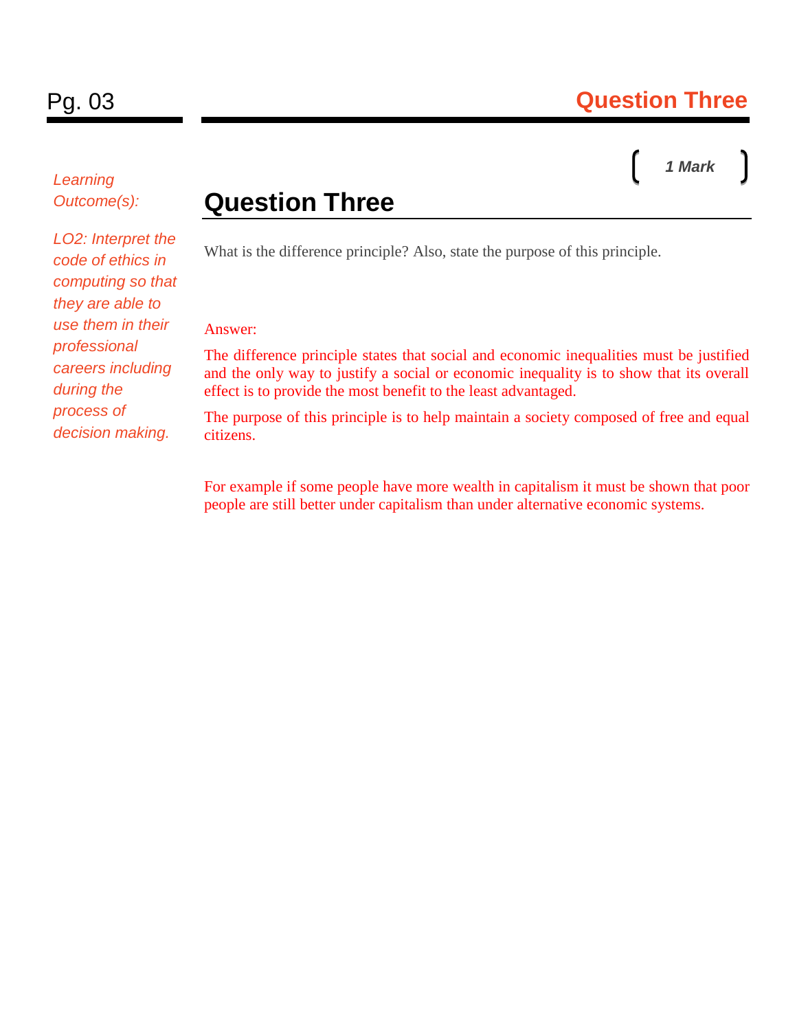*Learning Outcome(s):*

*LO2: Interpret the code of ethics in computing so that they are able to use them in their professional careers including during the process of decision making.*

**1 Mark**

## Question Three

What is the difference principle? Also, state the purpose of this principle.

Answer:

The difference principle states that social and economic inequalities must be justified and the only way to justify a social or economic inequality is to show that its overall effect is to provide the most benefit to the least advantaged.

The purpose of this principle is to help maintain a society composed of free and equal citizens.

For example if some people have more wealth in capitalism it must be shown that poor people are still better under capitalism than under alternative economic systems.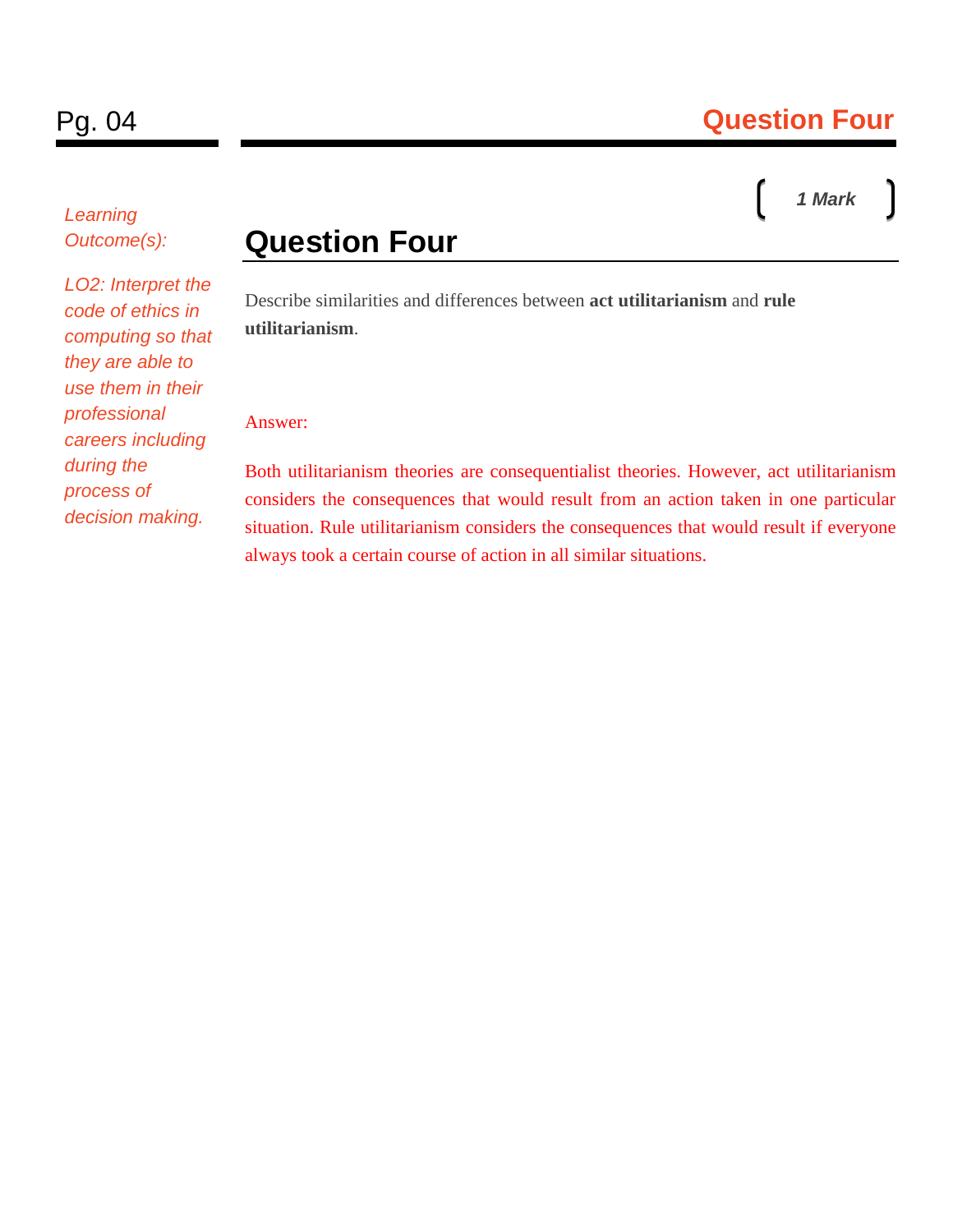## Question Four

*Learning Outcome(s):*

*LO2: Interpret the code of ethics in computing so that they are able to use them in their professional careers including during the process of decision making.*

***1 Mark***

# Question Four

Describe similarities and differences between **act utilitarianism** and **rule utilitarianism**.

Answer:

Both utilitarianism theories are consequentialist theories. However, act utilitarianism considers the consequences that would result from an action taken in one particular situation. Rule utilitarianism considers the consequences that would result if everyone always took a certain course of action in all similar situations.